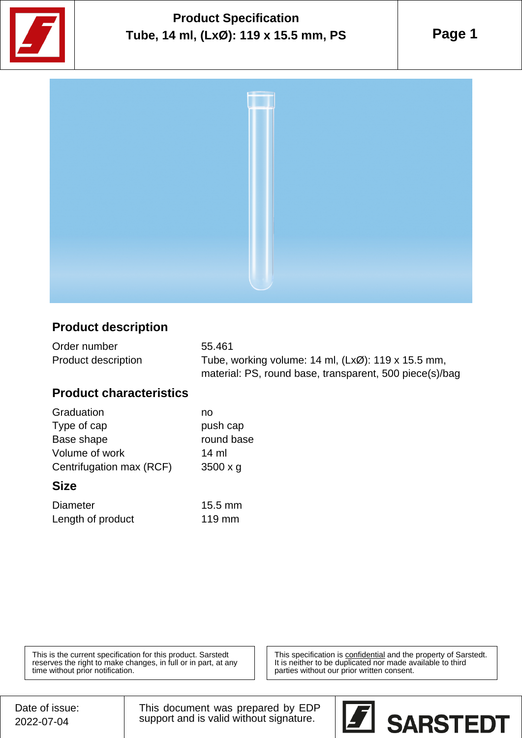# Product Specification
## Tube, 14 ml, (LxØ): 119 x 15.5 mm, PS

### Product description

| | |
|---|---|
| Order number | 55.461 |
| Product description | Tube, working volume: 14 ml, (LxØ): 119 x 15.5 mm, material: PS, round base, transparent, 500 piece(s)/bag |

### Product characteristics

| | |
|---|---|
| Graduation | no |
| Type of cap | push cap |
| Base shape | round base |
| Volume of work | 14 ml |
| Centrifugation max (RCF) | 3500 x g |

### Size

| | |
|---|---|
| Diameter | 15.5 mm |
| Length of product | 119 mm |

This is the current specification for this product. Sarstedt reserves the right to make changes, in full or in part, at any time without prior notification.

This specification is confidential and the property of Sarstedt. It is neither to be duplicated nor made available to third parties without our prior written consent.

Date of issue: 2022-07-04

This document was prepared by EDP support and is valid without signature.

SARSTEDT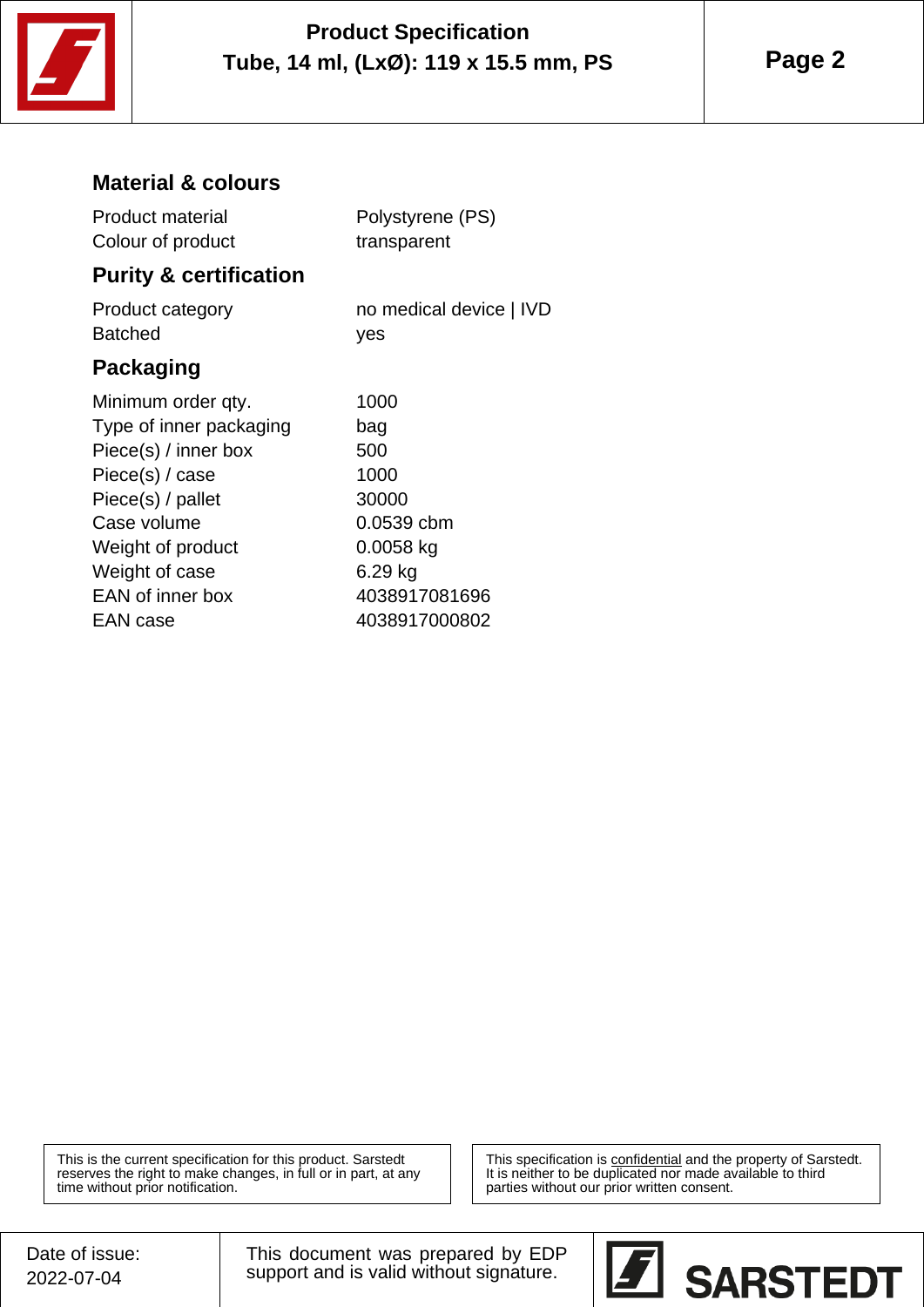## Material & colours

| | |
|---|---|
| Product material | Polystyrene (PS) |
| Colour of product | transparent |

## Purity & certification

| | |
|---|---|
| Product category | no medical device \| IVD |
| Batched | yes |

## Packaging

| | |
|---|---|
| Minimum order qty. | 1000 |
| Type of inner packaging | bag |
| Piece(s) / inner box | 500 |
| Piece(s) / case | 1000 |
| Piece(s) / pallet | 30000 |
| Case volume | 0.0539 cbm |
| Weight of product | 0.0058 kg |
| Weight of case | 6.29 kg |
| EAN of inner box | 4038917081696 |
| EAN case | 4038917000802 |

This is the current specification for this product. Sarstedt reserves the right to make changes, in full or in part, at any time without prior notification.

This specification is confidential and the property of Sarstedt. It is neither to be duplicated nor made available to third parties without our prior written consent.

Date of issue: 2022-07-04

This document was prepared by EDP support and is valid without signature.